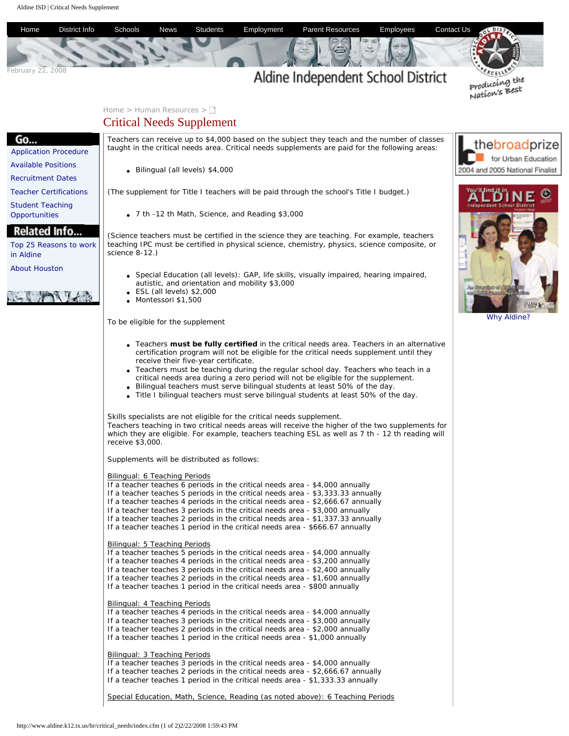Home > Human Resources >

# Critical Needs Supplement

Teachers can receive up to $4,000 based on the subject they teach and the number of classes taught in the critical needs area. Critical needs supplements are paid for the following areas:

- Bilingual (all levels) $4,000

(The supplement for Title I teachers will be paid through the school's Title I budget.)

- 7 th -12 th Math, Science, and Reading $3,000

(Science teachers must be certified in the science they are teaching. For example, teachers teaching IPC must be certified in physical science, chemistry, physics, science composite, or science 8-12.)

- Special Education (all levels): GAP, life skills, visually impaired, hearing impaired, autistic, and orientation and mobility $3,000
- ESL (all levels) $2,000
- Montessori $1,500

To be eligible for the supplement

- Teachers **must be fully certified** in the critical needs area. Teachers in an alternative certification program will not be eligible for the critical needs supplement until they receive their five-year certificate.
- Teachers must be teaching during the regular school day. Teachers who teach in a critical needs area during a zero period will not be eligible for the supplement.
- Bilingual teachers must serve bilingual students at least 50% of the day.
- Title I bilingual teachers must serve bilingual students at least 50% of the day.

Skills specialists are not eligible for the critical needs supplement.
Teachers teaching in two critical needs areas will receive the higher of the two supplements for which they are eligible. For example, teachers teaching ESL as well as 7 th - 12 th reading will receive $3,000.

Supplements will be distributed as follows:

Bilingual: 6 Teaching Periods
If a teacher teaches 6 periods in the critical needs area - $4,000 annually
If a teacher teaches 5 periods in the critical needs area - $3,333.33 annually
If a teacher teaches 4 periods in the critical needs area - $2,666.67 annually
If a teacher teaches 3 periods in the critical needs area - $3,000 annually
If a teacher teaches 2 periods in the critical needs area - $1,337.33 annually
If a teacher teaches 1 period in the critical needs area - $666.67 annually

Bilingual: 5 Teaching Periods
If a teacher teaches 5 periods in the critical needs area - $4,000 annually
If a teacher teaches 4 periods in the critical needs area - $3,200 annually
If a teacher teaches 3 periods in the critical needs area - $2,400 annually
If a teacher teaches 2 periods in the critical needs area - $1,600 annually
If a teacher teaches 1 period in the critical needs area - $800 annually

Bilingual: 4 Teaching Periods
If a teacher teaches 4 periods in the critical needs area - $4,000 annually
If a teacher teaches 3 periods in the critical needs area - $3,000 annually
If a teacher teaches 2 periods in the critical needs area - $2,000 annually
If a teacher teaches 1 period in the critical needs area - $1,000 annually

Bilingual: 3 Teaching Periods
If a teacher teaches 3 periods in the critical needs area - $4,000 annually
If a teacher teaches 2 periods in the critical needs area - $2,666.67 annually
If a teacher teaches 1 period in the critical needs area - $1,333.33 annually

Special Education, Math, Science, Reading (as noted above): 6 Teaching Periods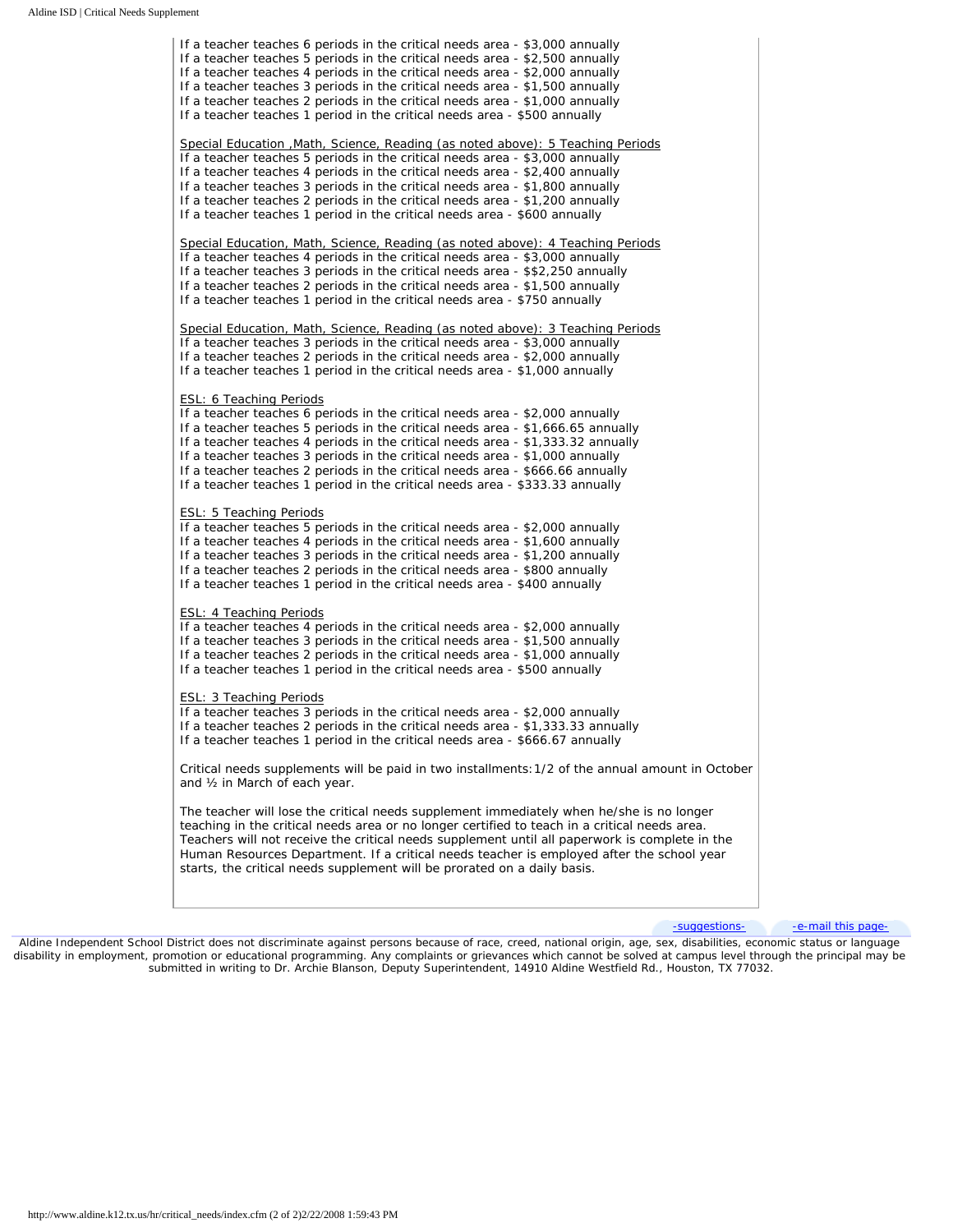If a teacher teaches 6 periods in the critical needs area - $3,000 annually
If a teacher teaches 5 periods in the critical needs area - $2,500 annually
If a teacher teaches 4 periods in the critical needs area - $2,000 annually
If a teacher teaches 3 periods in the critical needs area - $1,500 annually
If a teacher teaches 2 periods in the critical needs area - $1,000 annually
If a teacher teaches 1 period in the critical needs area - $500 annually

Special Education ,Math, Science, Reading (as noted above): 5 Teaching Periods
If a teacher teaches 5 periods in the critical needs area - $3,000 annually
If a teacher teaches 4 periods in the critical needs area - $2,400 annually
If a teacher teaches 3 periods in the critical needs area - $1,800 annually
If a teacher teaches 2 periods in the critical needs area - $1,200 annually
If a teacher teaches 1 period in the critical needs area - $600 annually

Special Education, Math, Science, Reading (as noted above): 4 Teaching Periods
If a teacher teaches 4 periods in the critical needs area - $3,000 annually
If a teacher teaches 3 periods in the critical needs area - $$2,250 annually
If a teacher teaches 2 periods in the critical needs area - $1,500 annually
If a teacher teaches 1 period in the critical needs area - $750 annually

Special Education, Math, Science, Reading (as noted above): 3 Teaching Periods
If a teacher teaches 3 periods in the critical needs area - $3,000 annually
If a teacher teaches 2 periods in the critical needs area - $2,000 annually
If a teacher teaches 1 period in the critical needs area - $1,000 annually

ESL: 6 Teaching Periods
If a teacher teaches 6 periods in the critical needs area - $2,000 annually
If a teacher teaches 5 periods in the critical needs area - $1,666.65 annually
If a teacher teaches 4 periods in the critical needs area - $1,333.32 annually
If a teacher teaches 3 periods in the critical needs area - $1,000 annually
If a teacher teaches 2 periods in the critical needs area - $666.66 annually
If a teacher teaches 1 period in the critical needs area - $333.33 annually

ESL: 5 Teaching Periods
If a teacher teaches 5 periods in the critical needs area - $2,000 annually
If a teacher teaches 4 periods in the critical needs area - $1,600 annually
If a teacher teaches 3 periods in the critical needs area - $1,200 annually
If a teacher teaches 2 periods in the critical needs area - $800 annually
If a teacher teaches 1 period in the critical needs area - $400 annually

ESL: 4 Teaching Periods
If a teacher teaches 4 periods in the critical needs area - $2,000 annually
If a teacher teaches 3 periods in the critical needs area - $1,500 annually
If a teacher teaches 2 periods in the critical needs area - $1,000 annually
If a teacher teaches 1 period in the critical needs area - $500 annually

ESL: 3 Teaching Periods
If a teacher teaches 3 periods in the critical needs area - $2,000 annually
If a teacher teaches 2 periods in the critical needs area - $1,333.33 annually
If a teacher teaches 1 period in the critical needs area - $666.67 annually

Critical needs supplements will be paid in two installments: 1/2 of the annual amount in October and ½ in March of each year.

The teacher will lose the critical needs supplement immediately when he/she is no longer teaching in the critical needs area or no longer certified to teach in a critical needs area. Teachers will not receive the critical needs supplement until all paperwork is complete in the Human Resources Department. If a critical needs teacher is employed after the school year starts, the critical needs supplement will be prorated on a daily basis.

-suggestions- -e-mail this page-

Aldine Independent School District does not discriminate against persons because of race, creed, national origin, age, sex, disabilities, economic status or language disability in employment, promotion or educational programming. Any complaints or grievances which cannot be solved at campus level through the principal may be submitted in writing to Dr. Archie Blanson, Deputy Superintendent, 14910 Aldine Westfield Rd., Houston, TX 77032.